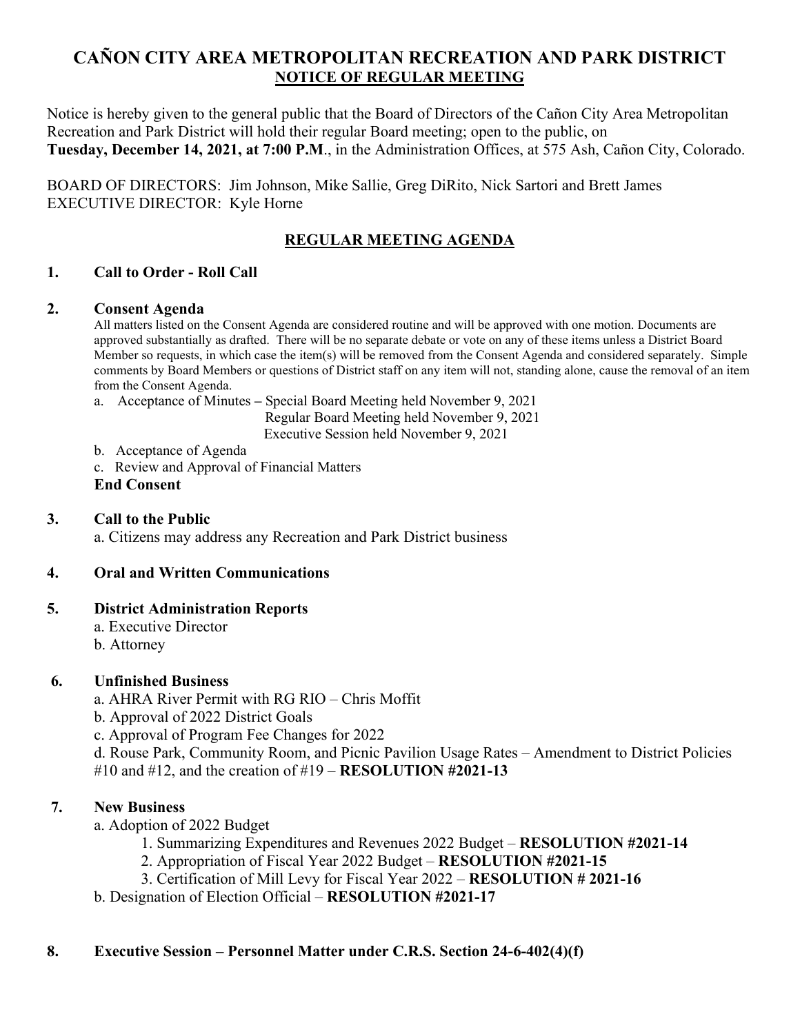# CAÑON CITY AREA METROPOLITAN RECREATION AND PARK DISTRICT

## NOTICE OF REGULAR MEETING

Notice is hereby given to the general public that the Board of Directors of the Cañon City Area Metropolitan Recreation and Park District will hold their regular Board meeting; open to the public, on **Tuesday, December 14, 2021, at 7:00 P.M**., in the Administration Offices, at 575 Ash, Cañon City, Colorado.

BOARD OF DIRECTORS: Jim Johnson, Mike Sallie, Greg DiRito, Nick Sartori and Brett James
EXECUTIVE DIRECTOR: Kyle Horne

## REGULAR MEETING AGENDA

**1. Call to Order - Roll Call**

**2. Consent Agenda**

All matters listed on the Consent Agenda are considered routine and will be approved with one motion. Documents are approved substantially as drafted. There will be no separate debate or vote on any of these items unless a District Board Member so requests, in which case the item(s) will be removed from the Consent Agenda and considered separately. Simple comments by Board Members or questions of District staff on any item will not, standing alone, cause the removal of an item from the Consent Agenda.

a. Acceptance of Minutes – Special Board Meeting held November 9, 2021
Regular Board Meeting held November 9, 2021
Executive Session held November 9, 2021

b. Acceptance of Agenda

c. Review and Approval of Financial Matters

**End Consent**

**3. Call to the Public**

a. Citizens may address any Recreation and Park District business

**4. Oral and Written Communications**

**5. District Administration Reports**

a. Executive Director
b. Attorney

**6. Unfinished Business**

a. AHRA River Permit with RG RIO – Chris Moffit
b. Approval of 2022 District Goals
c. Approval of Program Fee Changes for 2022
d. Rouse Park, Community Room, and Picnic Pavilion Usage Rates – Amendment to District Policies #10 and #12, and the creation of #19 – **RESOLUTION #2021-13**

**7. New Business**

a. Adoption of 2022 Budget
1. Summarizing Expenditures and Revenues 2022 Budget – **RESOLUTION #2021-14**
2. Appropriation of Fiscal Year 2022 Budget – **RESOLUTION #2021-15**
3. Certification of Mill Levy for Fiscal Year 2022 – **RESOLUTION # 2021-16**

b. Designation of Election Official – **RESOLUTION #2021-17**

**8. Executive Session – Personnel Matter under C.R.S. Section 24-6-402(4)(f)**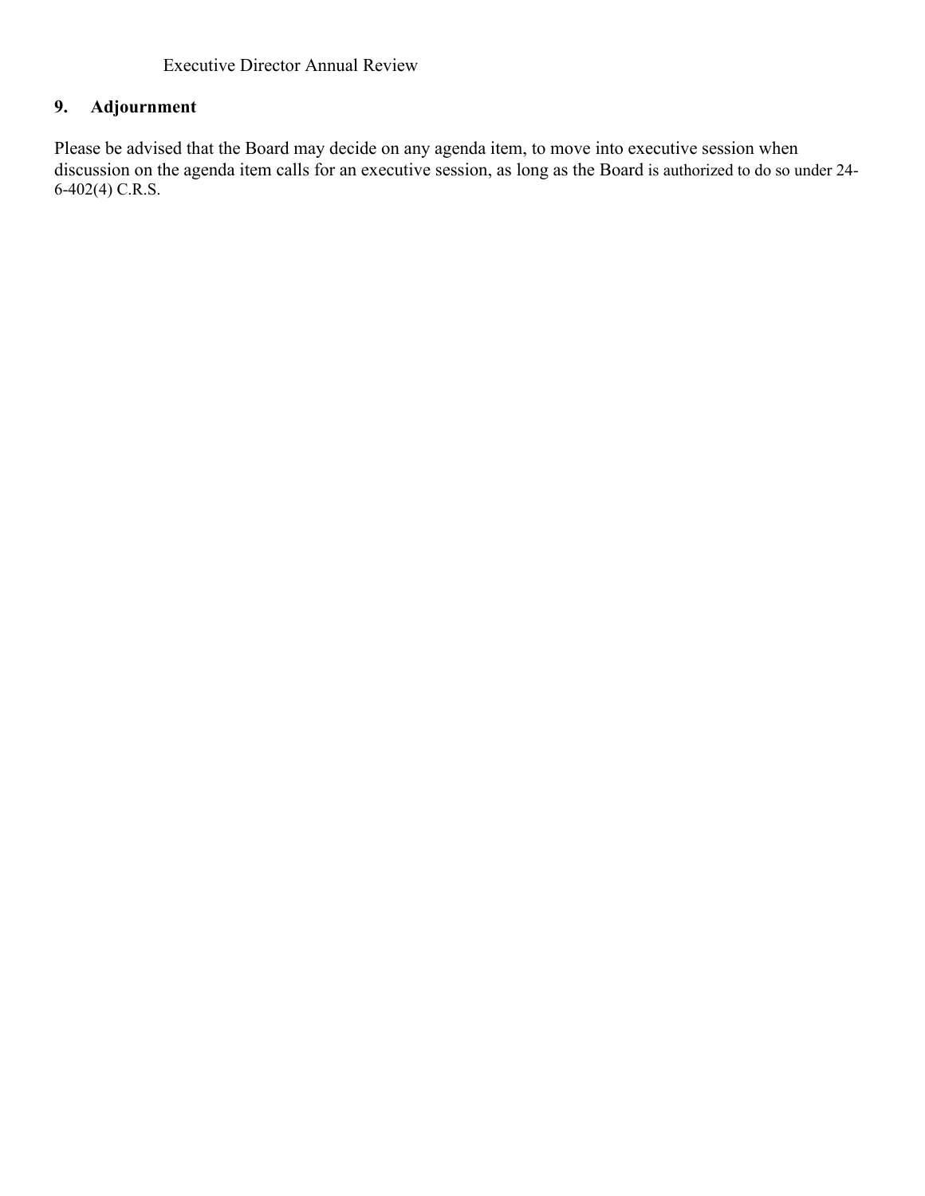Executive Director Annual Review

**9. Adjournment**

Please be advised that the Board may decide on any agenda item, to move into executive session when discussion on the agenda item calls for an executive session, as long as the Board is authorized to do so under 24-6-402(4) C.R.S.